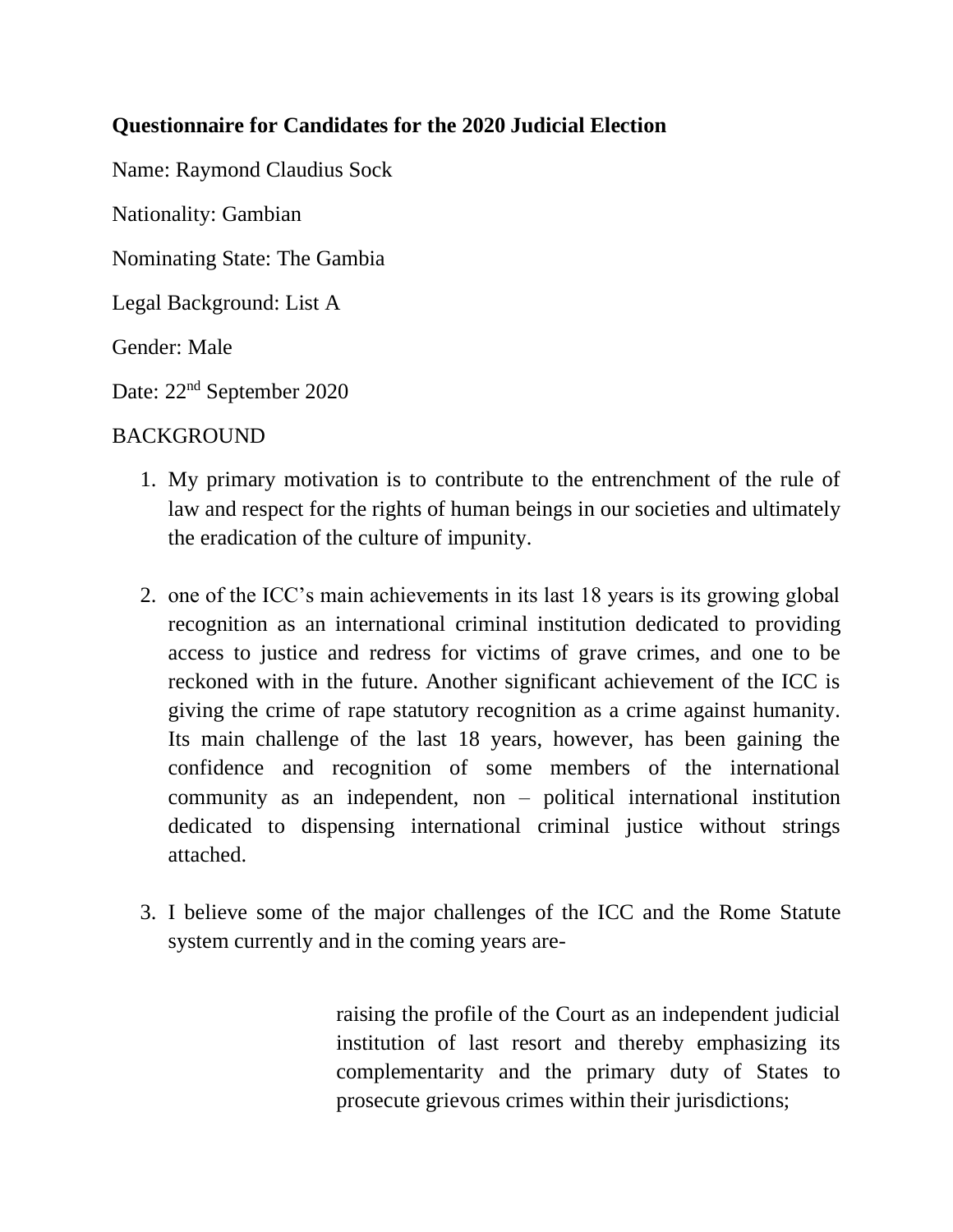**Questionnaire for Candidates for the 2020 Judicial Election**

Name: Raymond Claudius Sock

Nationality: Gambian

Nominating State: The Gambia

Legal Background: List A

Gender: Male

Date: 22nd September 2020

BACKGROUND

1. My primary motivation is to contribute to the entrenchment of the rule of law and respect for the rights of human beings in our societies and ultimately the eradication of the culture of impunity.

2. one of the ICC's main achievements in its last 18 years is its growing global recognition as an international criminal institution dedicated to providing access to justice and redress for victims of grave crimes, and one to be reckoned with in the future. Another significant achievement of the ICC is giving the crime of rape statutory recognition as a crime against humanity. Its main challenge of the last 18 years, however, has been gaining the confidence and recognition of some members of the international community as an independent, non – political international institution dedicated to dispensing international criminal justice without strings attached.

3. I believe some of the major challenges of the ICC and the Rome Statute system currently and in the coming years are-

   raising the profile of the Court as an independent judicial institution of last resort and thereby emphasizing its complementarity and the primary duty of States to prosecute grievous crimes within their jurisdictions;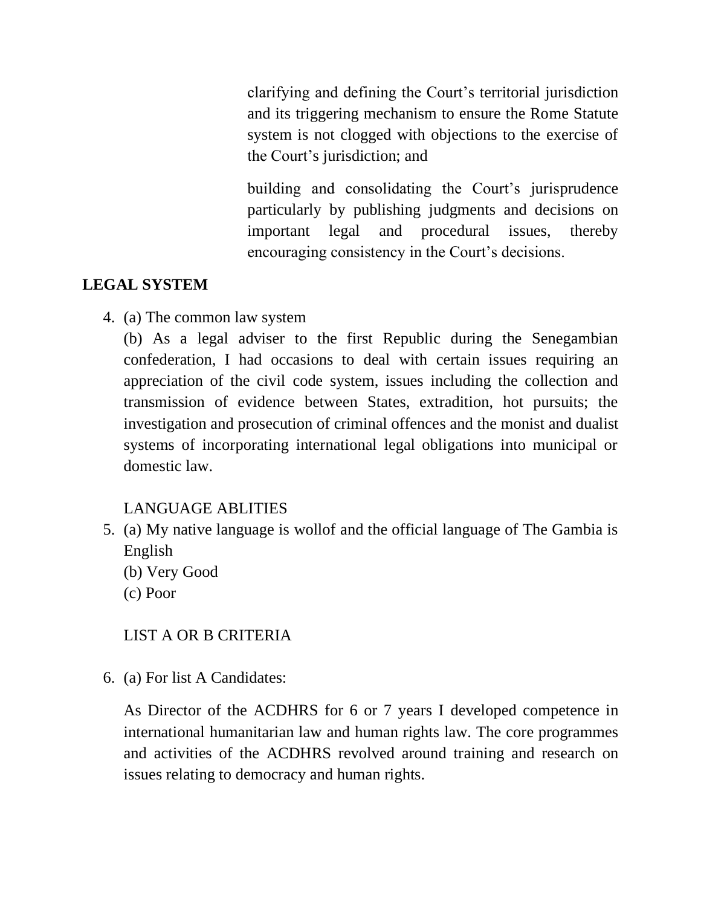clarifying and defining the Court's territorial jurisdiction and its triggering mechanism to ensure the Rome Statute system is not clogged with objections to the exercise of the Court's jurisdiction; and

building and consolidating the Court's jurisprudence particularly by publishing judgments and decisions on important legal and procedural issues, thereby encouraging consistency in the Court's decisions.

**LEGAL SYSTEM**

4. (a) The common law system

   (b) As a legal adviser to the first Republic during the Senegambian confederation, I had occasions to deal with certain issues requiring an appreciation of the civil code system, issues including the collection and transmission of evidence between States, extradition, hot pursuits; the investigation and prosecution of criminal offences and the monist and dualist systems of incorporating international legal obligations into municipal or domestic law.

   LANGUAGE ABLITIES

5. (a) My native language is wollof and the official language of The Gambia is English

   (b) Very Good

   (c) Poor

   LIST A OR B CRITERIA

6. (a) For list A Candidates:

   As Director of the ACDHRS for 6 or 7 years I developed competence in international humanitarian law and human rights law. The core programmes and activities of the ACDHRS revolved around training and research on issues relating to democracy and human rights.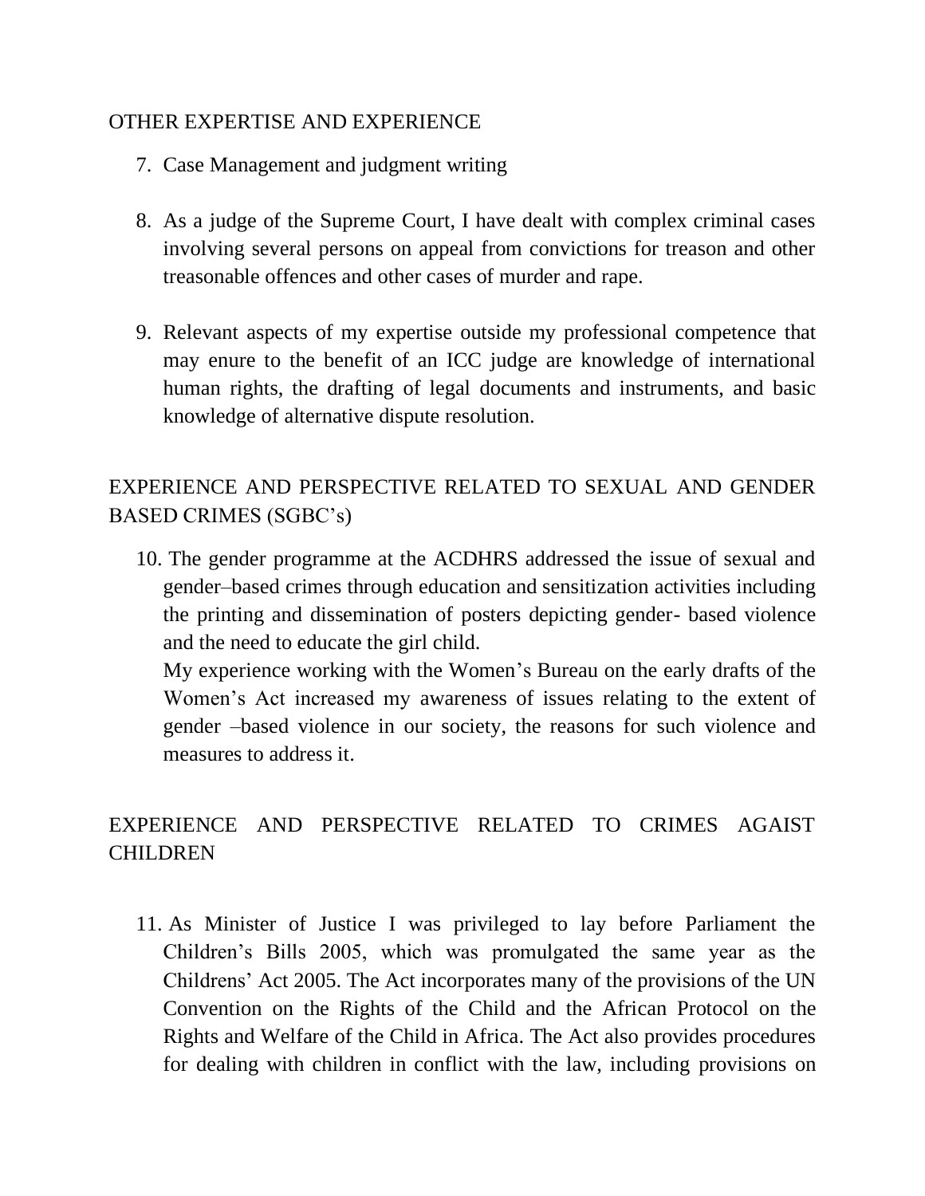## OTHER EXPERTISE AND EXPERIENCE

7. Case Management and judgment writing

8. As a judge of the Supreme Court, I have dealt with complex criminal cases involving several persons on appeal from convictions for treason and other treasonable offences and other cases of murder and rape.

9. Relevant aspects of my expertise outside my professional competence that may enure to the benefit of an ICC judge are knowledge of international human rights, the drafting of legal documents and instruments, and basic knowledge of alternative dispute resolution.

## EXPERIENCE AND PERSPECTIVE RELATED TO SEXUAL AND GENDER BASED CRIMES (SGBC's)

10. The gender programme at the ACDHRS addressed the issue of sexual and gender–based crimes through education and sensitization activities including the printing and dissemination of posters depicting gender- based violence and the need to educate the girl child.

    My experience working with the Women's Bureau on the early drafts of the Women's Act increased my awareness of issues relating to the extent of gender –based violence in our society, the reasons for such violence and measures to address it.

## EXPERIENCE AND PERSPECTIVE RELATED TO CRIMES AGAIST CHILDREN

11. As Minister of Justice I was privileged to lay before Parliament the Children's Bills 2005, which was promulgated the same year as the Childrens' Act 2005. The Act incorporates many of the provisions of the UN Convention on the Rights of the Child and the African Protocol on the Rights and Welfare of the Child in Africa. The Act also provides procedures for dealing with children in conflict with the law, including provisions on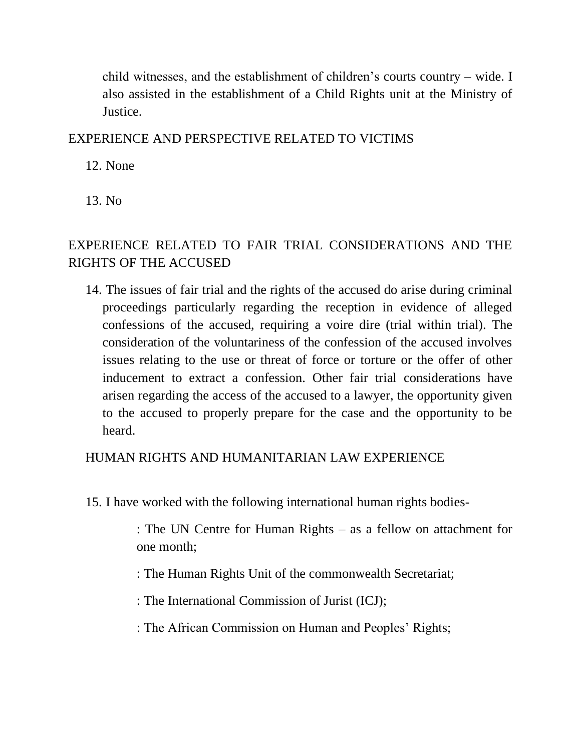child witnesses, and the establishment of children's courts country – wide. I also assisted in the establishment of a Child Rights unit at the Ministry of Justice.

EXPERIENCE AND PERSPECTIVE RELATED TO VICTIMS

12. None

13. No

EXPERIENCE RELATED TO FAIR TRIAL CONSIDERATIONS AND THE RIGHTS OF THE ACCUSED

14. The issues of fair trial and the rights of the accused do arise during criminal proceedings particularly regarding the reception in evidence of alleged confessions of the accused, requiring a voire dire (trial within trial). The consideration of the voluntariness of the confession of the accused involves issues relating to the use or threat of force or torture or the offer of other inducement to extract a confession. Other fair trial considerations have arisen regarding the access of the accused to a lawyer, the opportunity given to the accused to properly prepare for the case and the opportunity to be heard.

HUMAN RIGHTS AND HUMANITARIAN LAW EXPERIENCE

15. I have worked with the following international human rights bodies-

: The UN Centre for Human Rights – as a fellow on attachment for one month;

: The Human Rights Unit of the commonwealth Secretariat;

: The International Commission of Jurist (ICJ);

: The African Commission on Human and Peoples' Rights;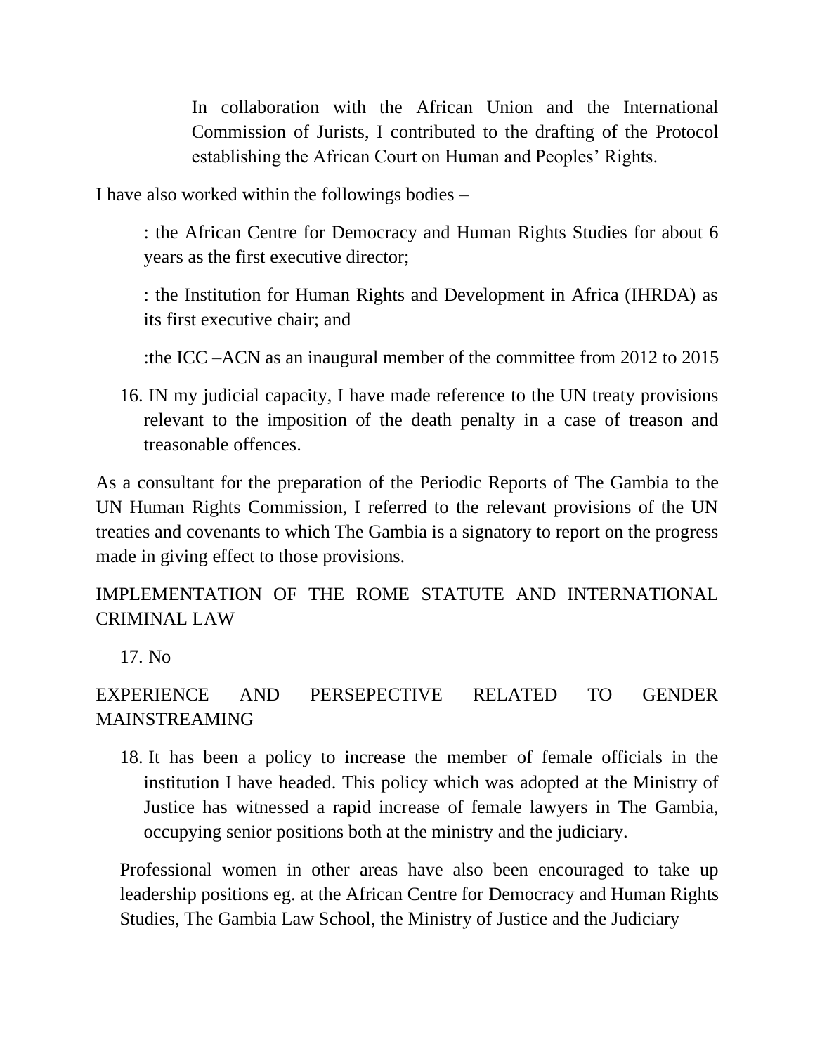In collaboration with the African Union and the International Commission of Jurists, I contributed to the drafting of the Protocol establishing the African Court on Human and Peoples' Rights.

I have also worked within the followings bodies –

: the African Centre for Democracy and Human Rights Studies for about 6 years as the first executive director;

: the Institution for Human Rights and Development in Africa (IHRDA) as its first executive chair; and

:the ICC –ACN as an inaugural member of the committee from 2012 to 2015

16. IN my judicial capacity, I have made reference to the UN treaty provisions relevant to the imposition of the death penalty in a case of treason and treasonable offences.

As a consultant for the preparation of the Periodic Reports of The Gambia to the UN Human Rights Commission, I referred to the relevant provisions of the UN treaties and covenants to which The Gambia is a signatory to report on the progress made in giving effect to those provisions.

## IMPLEMENTATION OF THE ROME STATUTE AND INTERNATIONAL CRIMINAL LAW

17. No

## EXPERIENCE AND PERSEPECTIVE RELATED TO GENDER MAINSTREAMING

18. It has been a policy to increase the member of female officials in the institution I have headed. This policy which was adopted at the Ministry of Justice has witnessed a rapid increase of female lawyers in The Gambia, occupying senior positions both at the ministry and the judiciary.

Professional women in other areas have also been encouraged to take up leadership positions eg. at the African Centre for Democracy and Human Rights Studies, The Gambia Law School, the Ministry of Justice and the Judiciary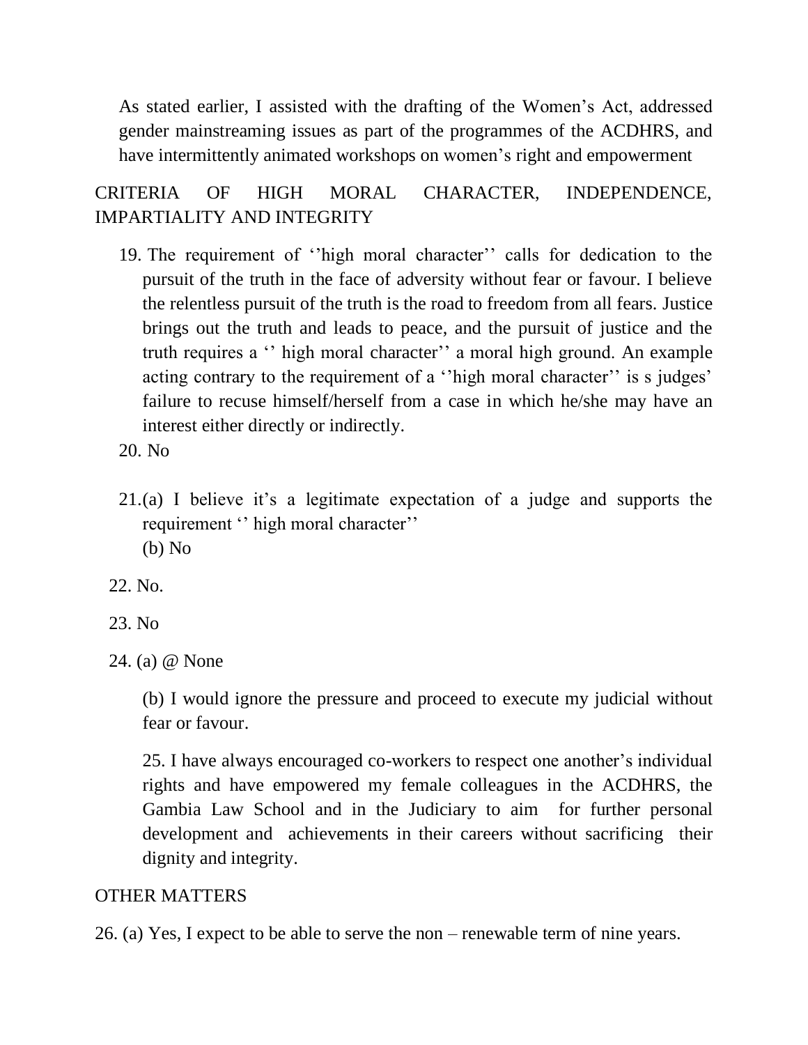As stated earlier, I assisted with the drafting of the Women's Act, addressed gender mainstreaming issues as part of the programmes of the ACDHRS, and have intermittently animated workshops on women's right and empowerment

## CRITERIA OF HIGH MORAL CHARACTER, INDEPENDENCE, IMPARTIALITY AND INTEGRITY

19. The requirement of ''high moral character'' calls for dedication to the pursuit of the truth in the face of adversity without fear or favour. I believe the relentless pursuit of the truth is the road to freedom from all fears. Justice brings out the truth and leads to peace, and the pursuit of justice and the truth requires a '' high moral character'' a moral high ground. An example acting contrary to the requirement of a ''high moral character'' is s judges' failure to recuse himself/herself from a case in which he/she may have an interest either directly or indirectly.

20. No

21. (a) I believe it's a legitimate expectation of a judge and supports the requirement '' high moral character''

    (b) No

22. No.

23. No

24. (a) @ None

    (b) I would ignore the pressure and proceed to execute my judicial without fear or favour.

25. I have always encouraged co-workers to respect one another's individual rights and have empowered my female colleagues in the ACDHRS, the Gambia Law School and in the Judiciary to aim for further personal development and achievements in their careers without sacrificing their dignity and integrity.

## OTHER MATTERS

26. (a) Yes, I expect to be able to serve the non – renewable term of nine years.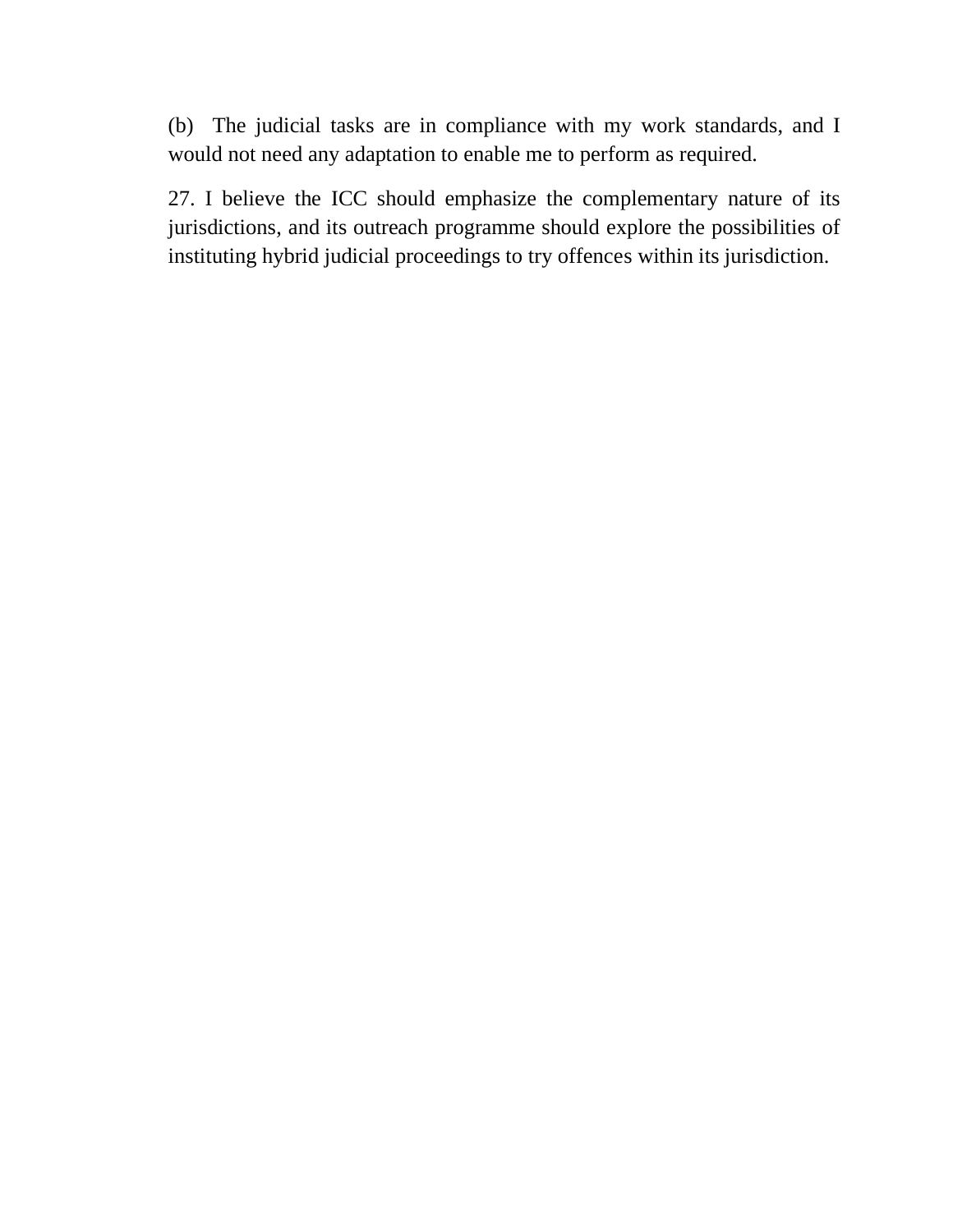(b) The judicial tasks are in compliance with my work standards, and I would not need any adaptation to enable me to perform as required.

27. I believe the ICC should emphasize the complementary nature of its jurisdictions, and its outreach programme should explore the possibilities of instituting hybrid judicial proceedings to try offences within its jurisdiction.